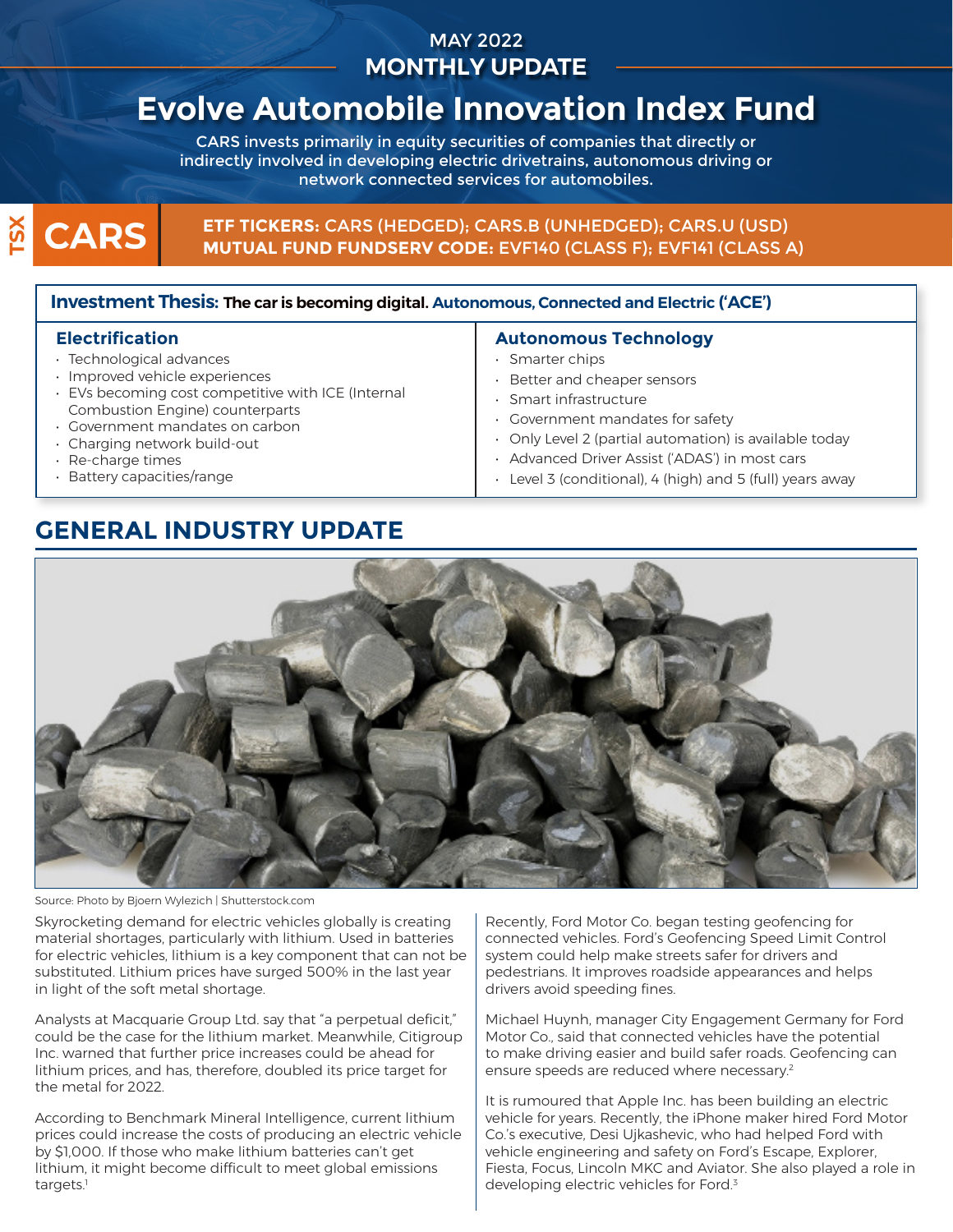MAY 2022

**MONTHLY UPDATE**

# Evolve Automobile Innovation Index Fund

CARS invests primarily in equity securities of companies that directly or indirectly involved in developing electric drivetrains, autonomous driving or network connected services for automobiles.

TSX **CARS**

**ETF TICKERS:** CARS (HEDGED); CARS.B (UNHEDGED); CARS.U (USD)
**MUTUAL FUND FUNDSERV CODE:** EVF140 (CLASS F); EVF141 (CLASS A)

**Investment Thesis: The car is becoming digital.** Autonomous, Connected and Electric ('ACE')

### Electrification

- Technological advances
- Improved vehicle experiences
- EVs becoming cost competitive with ICE (Internal Combustion Engine) counterparts
- Government mandates on carbon
- Charging network build-out
- Re-charge times
- Battery capacities/range

### Autonomous Technology

- Smarter chips
- Better and cheaper sensors
- Smart infrastructure
- Government mandates for safety
- Only Level 2 (partial automation) is available today
- Advanced Driver Assist ('ADAS') in most cars
- Level 3 (conditional), 4 (high) and 5 (full) years away

## GENERAL INDUSTRY UPDATE

Source: Photo by Bjoern Wylezich | Shutterstock.com

Skyrocketing demand for electric vehicles globally is creating material shortages, particularly with lithium. Used in batteries for electric vehicles, lithium is a key component that can not be substituted. Lithium prices have surged 500% in the last year in light of the soft metal shortage.

Analysts at Macquarie Group Ltd. say that "a perpetual deficit," could be the case for the lithium market. Meanwhile, Citigroup Inc. warned that further price increases could be ahead for lithium prices, and has, therefore, doubled its price target for the metal for 2022.

According to Benchmark Mineral Intelligence, current lithium prices could increase the costs of producing an electric vehicle by $1,000. If those who make lithium batteries can't get lithium, it might become difficult to meet global emissions targets.[1]

Recently, Ford Motor Co. began testing geofencing for connected vehicles. Ford's Geofencing Speed Limit Control system could help make streets safer for drivers and pedestrians. It improves roadside appearances and helps drivers avoid speeding fines.

Michael Huynh, manager City Engagement Germany for Ford Motor Co., said that connected vehicles have the potential to make driving easier and build safer roads. Geofencing can ensure speeds are reduced where necessary.[2]

It is rumoured that Apple Inc. has been building an electric vehicle for years. Recently, the iPhone maker hired Ford Motor Co.'s executive, Desi Ujkashevic, who had helped Ford with vehicle engineering and safety on Ford's Escape, Explorer, Fiesta, Focus, Lincoln MKC and Aviator. She also played a role in developing electric vehicles for Ford.[3]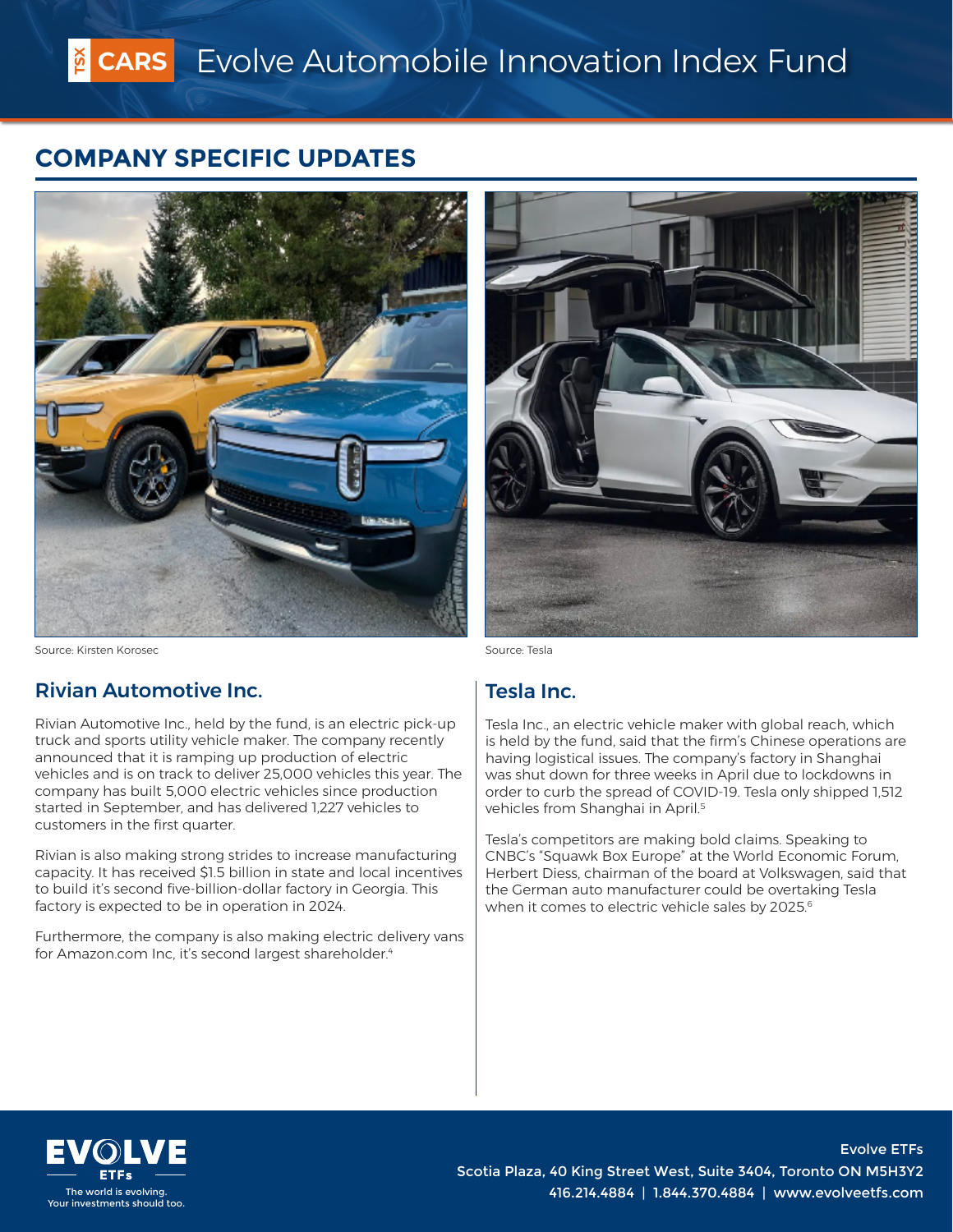## COMPANY SPECIFIC UPDATES

Source: Kirsten Korosec

Source: Tesla

### Rivian Automotive Inc.

Rivian Automotive Inc., held by the fund, is an electric pick-up truck and sports utility vehicle maker. The company recently announced that it is ramping up production of electric vehicles and is on track to deliver 25,000 vehicles this year. The company has built 5,000 electric vehicles since production started in September, and has delivered 1,227 vehicles to customers in the first quarter.

Rivian is also making strong strides to increase manufacturing capacity. It has received $1.5 billion in state and local incentives to build it's second five-billion-dollar factory in Georgia. This factory is expected to be in operation in 2024.

Furthermore, the company is also making electric delivery vans for Amazon.com Inc, it's second largest shareholder.[4]

### Tesla Inc.

Tesla Inc., an electric vehicle maker with global reach, which is held by the fund, said that the firm's Chinese operations are having logistical issues. The company's factory in Shanghai was shut down for three weeks in April due to lockdowns in order to curb the spread of COVID-19. Tesla only shipped 1,512 vehicles from Shanghai in April.[5]

Tesla's competitors are making bold claims. Speaking to CNBC's "Squawk Box Europe" at the World Economic Forum, Herbert Diess, chairman of the board at Volkswagen, said that the German auto manufacturer could be overtaking Tesla when it comes to electric vehicle sales by 2025.[6]

EVOLVE ETFs
The world is evolving. Your investments should too.

Evolve ETFs
Scotia Plaza, 40 King Street West, Suite 3404, Toronto ON M5H3Y2
416.214.4884 | 1.844.370.4884 | www.evolveetfs.com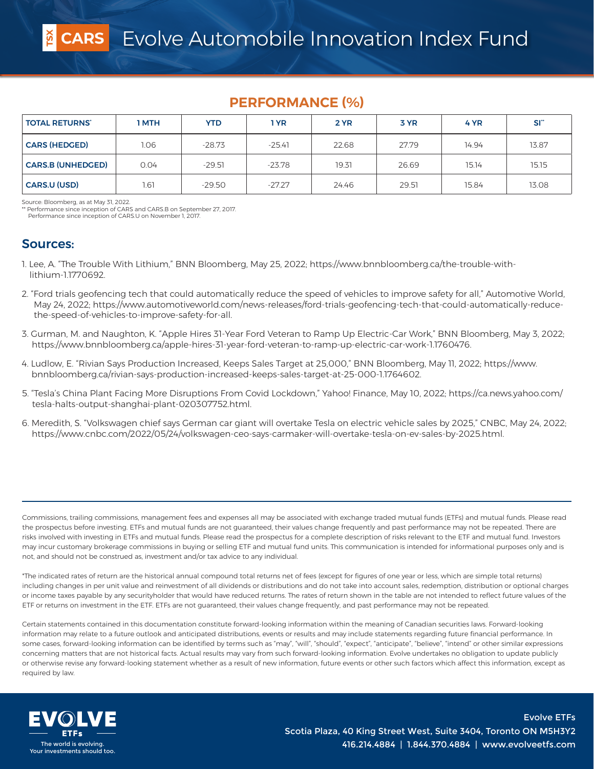# TSX CARS Evolve Automobile Innovation Index Fund

## PERFORMANCE (%)

| TOTAL RETURNS* | 1 MTH | YTD | 1 YR | 2 YR | 3 YR | 4 YR | SI** |
|---|---|---|---|---|---|---|---|
| CARS (HEDGED) | 1.06 | -28.73 | -25.41 | 22.68 | 27.79 | 14.94 | 13.87 |
| CARS.B (UNHEDGED) | 0.04 | -29.51 | -23.78 | 19.31 | 26.69 | 15.14 | 15.15 |
| CARS.U (USD) | 1.61 | -29.50 | -27.27 | 24.46 | 29.51 | 15.84 | 13.08 |

Source: Bloomberg, as at May 31, 2022.
** Performance since inception of CARS and CARS.B on September 27, 2017.
Performance since inception of CARS.U on November 1, 2017.

## Sources:

1. Lee, A. "The Trouble With Lithium," BNN Bloomberg, May 25, 2022; https://www.bnnbloomberg.ca/the-trouble-with-lithium-1.1770692.
2. "Ford trials geofencing tech that could automatically reduce the speed of vehicles to improve safety for all," Automotive World, May 24, 2022; https://www.automotiveworld.com/news-releases/ford-trials-geofencing-tech-that-could-automatically-reduce-the-speed-of-vehicles-to-improve-safety-for-all.
3. Gurman, M. and Naughton, K. "Apple Hires 31-Year Ford Veteran to Ramp Up Electric-Car Work," BNN Bloomberg, May 3, 2022; https://www.bnnbloomberg.ca/apple-hires-31-year-ford-veteran-to-ramp-up-electric-car-work-1.1760476.
4. Ludlow, E. "Rivian Says Production Increased, Keeps Sales Target at 25,000," BNN Bloomberg, May 11, 2022; https://www.bnnbloomberg.ca/rivian-says-production-increased-keeps-sales-target-at-25-000-1.1764602.
5. "Tesla's China Plant Facing More Disruptions From Covid Lockdown," Yahoo! Finance, May 10, 2022; https://ca.news.yahoo.com/tesla-halts-output-shanghai-plant-020307752.html.
6. Meredith, S. "Volkswagen chief says German car giant will overtake Tesla on electric vehicle sales by 2025," CNBC, May 24, 2022; https://www.cnbc.com/2022/05/24/volkswagen-ceo-says-carmaker-will-overtake-tesla-on-ev-sales-by-2025.html.

---

Commissions, trailing commissions, management fees and expenses all may be associated with exchange traded mutual funds (ETFs) and mutual funds. Please read the prospectus before investing. ETFs and mutual funds are not guaranteed, their values change frequently and past performance may not be repeated. There are risks involved with investing in ETFs and mutual funds. Please read the prospectus for a complete description of risks relevant to the ETF and mutual fund. Investors may incur customary brokerage commissions in buying or selling ETF and mutual fund units. This communication is intended for informational purposes only and is not, and should not be construed as, investment and/or tax advice to any individual.

*The indicated rates of return are the historical annual compound total returns net of fees (except for figures of one year or less, which are simple total returns) including changes in per unit value and reinvestment of all dividends or distributions and do not take into account sales, redemption, distribution or optional charges or income taxes payable by any securityholder that would have reduced returns. The rates of return shown in the table are not intended to reflect future values of the ETF or returns on investment in the ETF. ETFs are not guaranteed, their values change frequently, and past performance may not be repeated.

Certain statements contained in this documentation constitute forward-looking information within the meaning of Canadian securities laws. Forward-looking information may relate to a future outlook and anticipated distributions, events or results and may include statements regarding future financial performance. In some cases, forward-looking information can be identified by terms such as "may", "will", "should", "expect", "anticipate", "believe", "intend" or other similar expressions concerning matters that are not historical facts. Actual results may vary from such forward-looking information. Evolve undertakes no obligation to update publicly or otherwise revise any forward-looking statement whether as a result of new information, future events or other such factors which affect this information, except as required by law.

EVOLVE ETFs
The world is evolving. Your investments should too.

Evolve ETFs
Scotia Plaza, 40 King Street West, Suite 3404, Toronto ON M5H3Y2
416.214.4884 | 1.844.370.4884 | www.evolveetfs.com